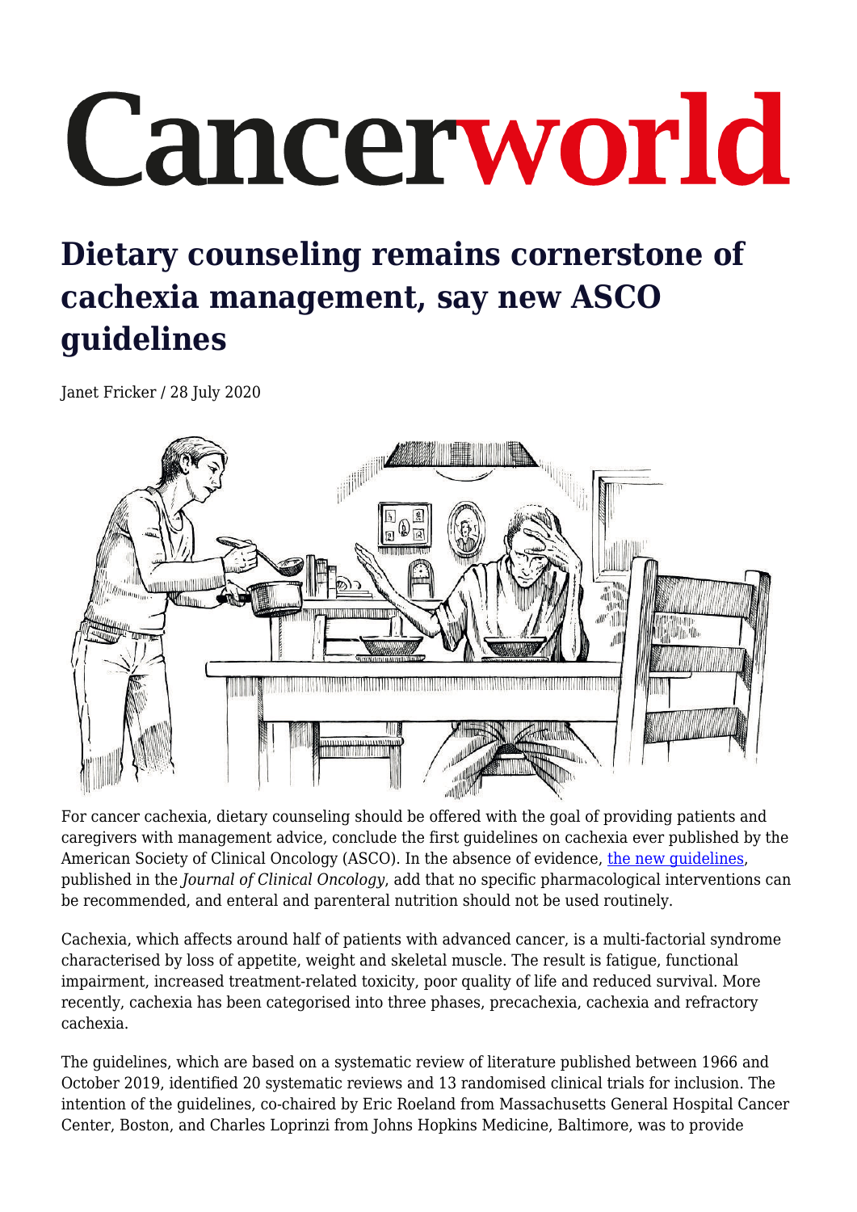# Cancerworld

## Dietary counseling remains cornerstone of cachexia management, say new ASCO guidelines

Janet Fricker / 28 July 2020

For cancer cachexia, dietary counseling should be offered with the goal of providing patients and caregivers with management advice, conclude the first guidelines on cachexia ever published by the American Society of Clinical Oncology (ASCO). In the absence of evidence, [the new guidelines](#), published in the *Journal of Clinical Oncology*, add that no specific pharmacological interventions can be recommended, and enteral and parenteral nutrition should not be used routinely.

Cachexia, which affects around half of patients with advanced cancer, is a multi-factorial syndrome characterised by loss of appetite, weight and skeletal muscle. The result is fatigue, functional impairment, increased treatment-related toxicity, poor quality of life and reduced survival. More recently, cachexia has been categorised into three phases, precachexia, cachexia and refractory cachexia.

The guidelines, which are based on a systematic review of literature published between 1966 and October 2019, identified 20 systematic reviews and 13 randomised clinical trials for inclusion. The intention of the guidelines, co-chaired by Eric Roeland from Massachusetts General Hospital Cancer Center, Boston, and Charles Loprinzi from Johns Hopkins Medicine, Baltimore, was to provide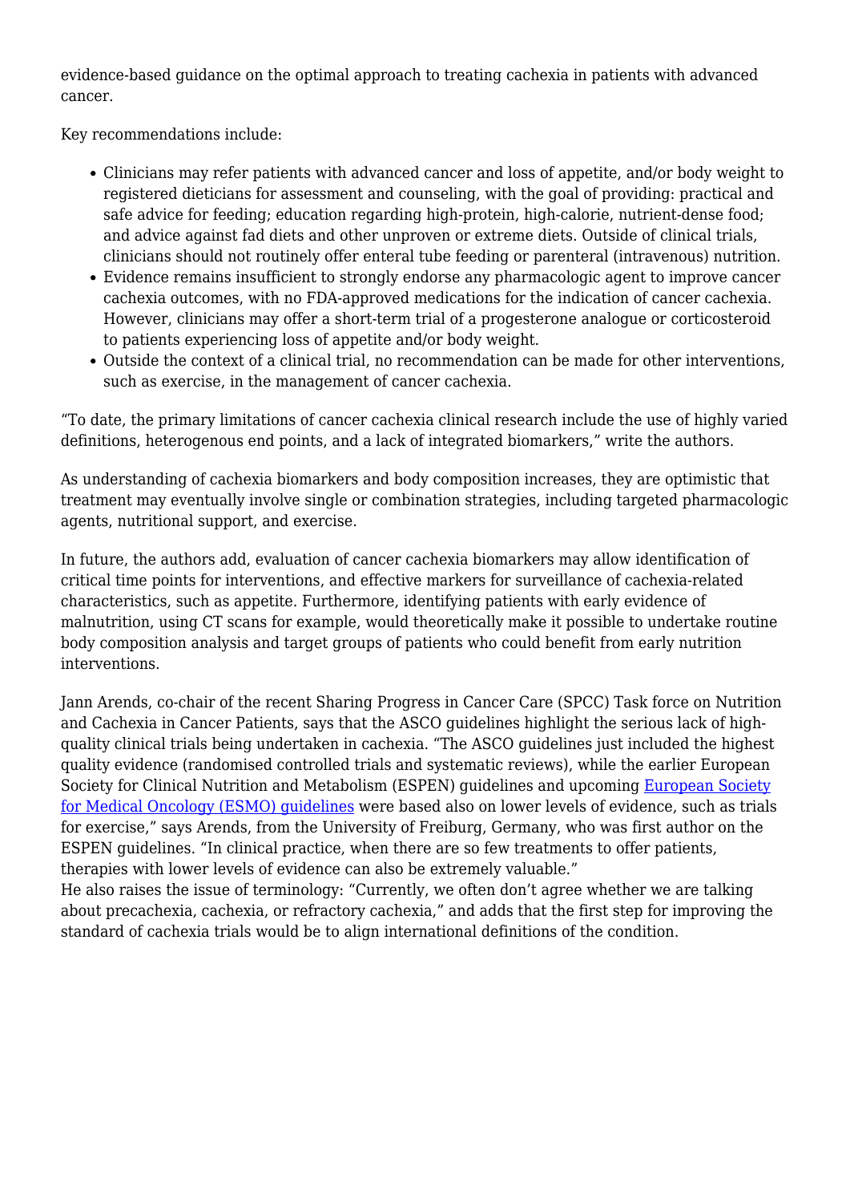evidence-based guidance on the optimal approach to treating cachexia in patients with advanced cancer.

Key recommendations include:

- Clinicians may refer patients with advanced cancer and loss of appetite, and/or body weight to registered dieticians for assessment and counseling, with the goal of providing: practical and safe advice for feeding; education regarding high-protein, high-calorie, nutrient-dense food; and advice against fad diets and other unproven or extreme diets. Outside of clinical trials, clinicians should not routinely offer enteral tube feeding or parenteral (intravenous) nutrition.
- Evidence remains insufficient to strongly endorse any pharmacologic agent to improve cancer cachexia outcomes, with no FDA-approved medications for the indication of cancer cachexia. However, clinicians may offer a short-term trial of a progesterone analogue or corticosteroid to patients experiencing loss of appetite and/or body weight.
- Outside the context of a clinical trial, no recommendation can be made for other interventions, such as exercise, in the management of cancer cachexia.

"To date, the primary limitations of cancer cachexia clinical research include the use of highly varied definitions, heterogenous end points, and a lack of integrated biomarkers," write the authors.

As understanding of cachexia biomarkers and body composition increases, they are optimistic that treatment may eventually involve single or combination strategies, including targeted pharmacologic agents, nutritional support, and exercise.

In future, the authors add, evaluation of cancer cachexia biomarkers may allow identification of critical time points for interventions, and effective markers for surveillance of cachexia-related characteristics, such as appetite. Furthermore, identifying patients with early evidence of malnutrition, using CT scans for example, would theoretically make it possible to undertake routine body composition analysis and target groups of patients who could benefit from early nutrition interventions.

Jann Arends, co-chair of the recent Sharing Progress in Cancer Care (SPCC) Task force on Nutrition and Cachexia in Cancer Patients, says that the ASCO guidelines highlight the serious lack of high-quality clinical trials being undertaken in cachexia. "The ASCO guidelines just included the highest quality evidence (randomised controlled trials and systematic reviews), while the earlier European Society for Clinical Nutrition and Metabolism (ESPEN) guidelines and upcoming European Society for Medical Oncology (ESMO) guidelines were based also on lower levels of evidence, such as trials for exercise," says Arends, from the University of Freiburg, Germany, who was first author on the ESPEN guidelines. "In clinical practice, when there are so few treatments to offer patients, therapies with lower levels of evidence can also be extremely valuable."

He also raises the issue of terminology: "Currently, we often don't agree whether we are talking about precachexia, cachexia, or refractory cachexia," and adds that the first step for improving the standard of cachexia trials would be to align international definitions of the condition.